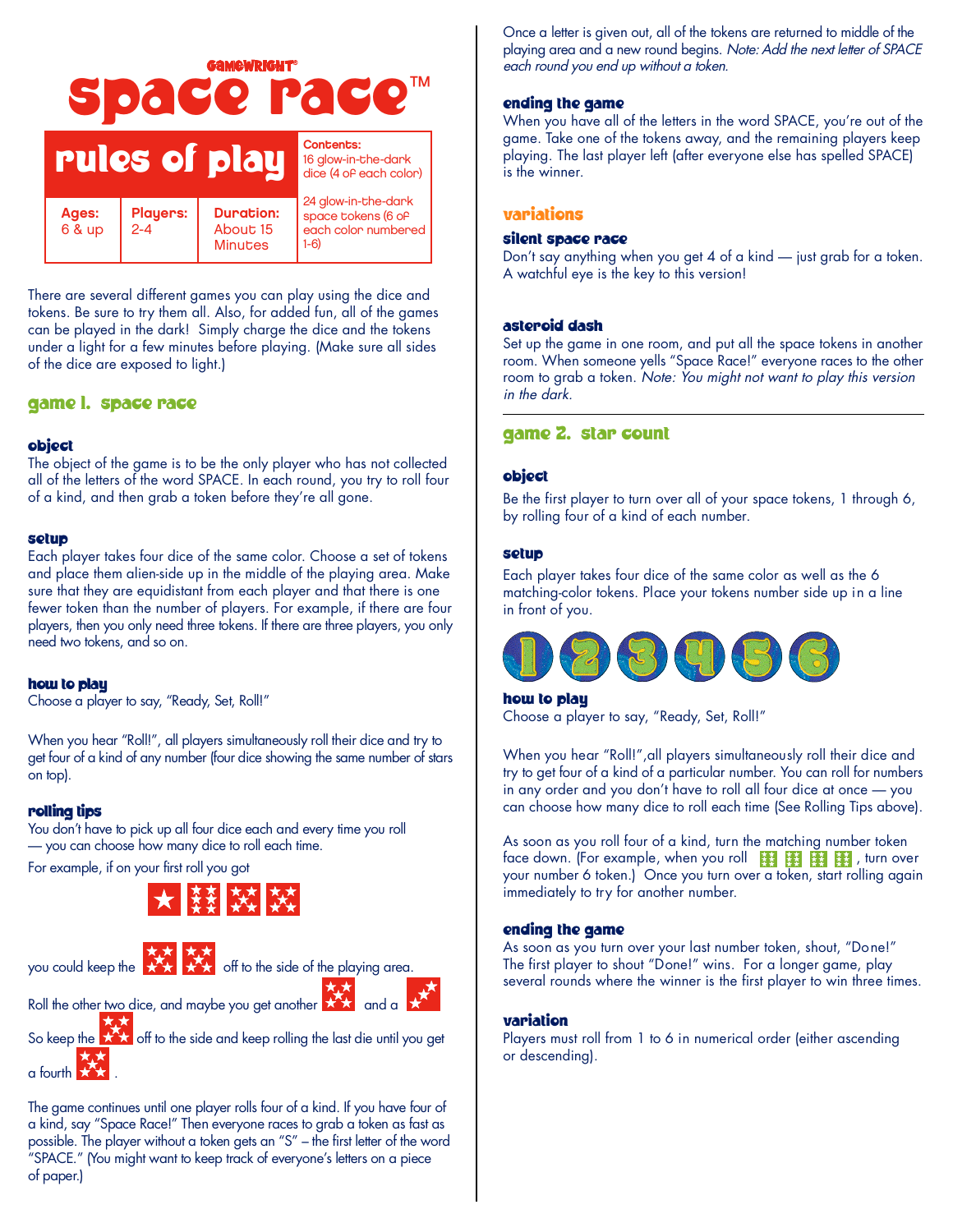GAMEWRIGHT®

# space race™

## rules of play

| Ages: | Players: | Duration: | Contents: |
|---|---|---|---|
| 6 & up | 2-4 | About 15 Minutes | 16 glow-in-the-dark dice (4 of each color)<br>24 glow-in-the-dark space tokens (6 of each color numbered 1-6) |

There are several different games you can play using the dice and tokens. Be sure to try them all. Also, for added fun, all of the games can be played in the dark! Simply charge the dice and the tokens under a light for a few minutes before playing. (Make sure all sides of the dice are exposed to light.)

## game 1. space race

### object

The object of the game is to be the only player who has not collected all of the letters of the word SPACE. In each round, you try to roll four of a kind, and then grab a token before they're all gone.

### setup

Each player takes four dice of the same color. Choose a set of tokens and place them alien-side up in the middle of the playing area. Make sure that they are equidistant from each player and that there is one fewer token than the number of players. For example, if there are four players, then you only need three tokens. If there are three players, you only need two tokens, and so on.

### how to play

Choose a player to say, "Ready, Set, Roll!"

When you hear "Roll!", all players simultaneously roll their dice and try to get four of a kind of any number (four dice showing the same number of stars on top).

### rolling tips

You don't have to pick up all four dice each and every time you roll — you can choose how many dice to roll each time.

For example, if on your first roll you got

[1 star] [6 stars] [5 stars] [5 stars]

you could keep the [5 stars] [5 stars] off to the side of the playing area.

Roll the other two dice, and maybe you get another [5 stars] and a [2 stars].

So keep the [5 stars] off to the side and keep rolling the last die until you get a fourth [5 stars].

The game continues until one player rolls four of a kind. If you have four of a kind, say "Space Race!" Then everyone races to grab a token as fast as possible. The player without a token gets an "S" – the first letter of the word "SPACE." (You might want to keep track of everyone's letters on a piece of paper.)

Once a letter is given out, all of the tokens are returned to middle of the playing area and a new round begins. *Note: Add the next letter of SPACE each round you end up without a token.*

### ending the game

When you have all of the letters in the word SPACE, you're out of the game. Take one of the tokens away, and the remaining players keep playing. The last player left (after everyone else has spelled SPACE) is the winner.

## variations

### silent space race

Don't say anything when you get 4 of a kind — just grab for a token. A watchful eye is the key to this version!

### asteroid dash

Set up the game in one room, and put all the space tokens in another room. When someone yells "Space Race!" everyone races to the other room to grab a token. *Note: You might not want to play this version in the dark.*

## game 2. star count

### object

Be the first player to turn over all of your space tokens, 1 through 6, by rolling four of a kind of each number.

### setup

Each player takes four dice of the same color as well as the 6 matching-color tokens. Place your tokens number side up in a line in front of you.

1 2 3 4 5 6

### how to play

Choose a player to say, "Ready, Set, Roll!"

When you hear "Roll!",all players simultaneously roll their dice and try to get four of a kind of a particular number. You can roll for numbers in any order and you don't have to roll all four dice at once — you can choose how many dice to roll each time (See Rolling Tips above).

As soon as you roll four of a kind, turn the matching number token face down. (For example, when you roll [6 stars] [6 stars] [6 stars] [6 stars], turn over your number 6 token.) Once you turn over a token, start rolling again immediately to try for another number.

### ending the game

As soon as you turn over your last number token, shout, "Done!" The first player to shout "Done!" wins. For a longer game, play several rounds where the winner is the first player to win three times.

### variation

Players must roll from 1 to 6 in numerical order (either ascending or descending).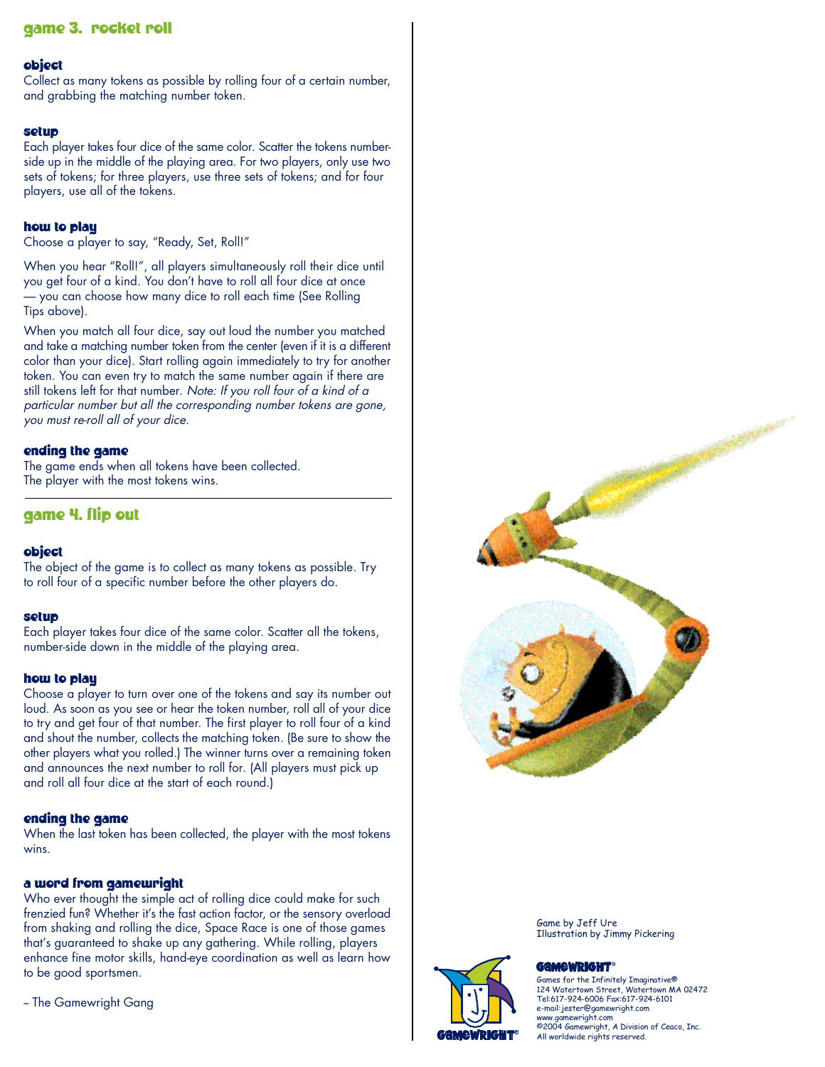## game 3. rocket roll

### object

Collect as many tokens as possible by rolling four of a certain number, and grabbing the matching number token.

### setup

Each player takes four dice of the same color. Scatter the tokens number-side up in the middle of the playing area. For two players, only use two sets of tokens; for three players, use three sets of tokens; and for four players, use all of the tokens.

### how to play

Choose a player to say, "Ready, Set, Roll!"

When you hear "Roll!", all players simultaneously roll their dice until you get four of a kind. You don't have to roll all four dice at once — you can choose how many dice to roll each time (See Rolling Tips above).

When you match all four dice, say out loud the number you matched and take a matching number token from the center (even if it is a different color than your dice). Start rolling again immediately to try for another token. You can even try to match the same number again if there are still tokens left for that number. *Note: If you roll four of a kind of a particular number but all the corresponding number tokens are gone, you must re-roll all of your dice.*

### ending the game

The game ends when all tokens have been collected.
The player with the most tokens wins.

## game 4. flip out

### object

The object of the game is to collect as many tokens as possible. Try to roll four of a specific number before the other players do.

### setup

Each player takes four dice of the same color. Scatter all the tokens, number-side down in the middle of the playing area.

### how to play

Choose a player to turn over one of the tokens and say its number out loud. As soon as you see or hear the token number, roll all of your dice to try and get four of that number. The first player to roll four of a kind and shout the number, collects the matching token. (Be sure to show the other players what you rolled.) The winner turns over a remaining token and announces the next number to roll for. (All players must pick up and roll all four dice at the start of each round.)

### ending the game

When the last token has been collected, the player with the most tokens wins.

### a word from gamewright

Who ever thought the simple act of rolling dice could make for such frenzied fun? Whether it's the fast action factor, or the sensory overload from shaking and rolling the dice, Space Race is one of those games that's guaranteed to shake up any gathering. While rolling, players enhance fine motor skills, hand-eye coordination as well as learn how to be good sportsmen.

– The Gamewright Gang

Game by Jeff Ure
Illustration by Jimmy Pickering

GAMEWRIGHT®
Games for the Infinitely Imaginative®
124 Watertown Street, Watertown MA 02472
Tel:617-924-6006 Fax:617-924-6101
e-mail:jester@gamewright.com
www.gamewright.com
©2004 Gamewright, A Division of Ceaco, Inc.
All worldwide rights reserved.